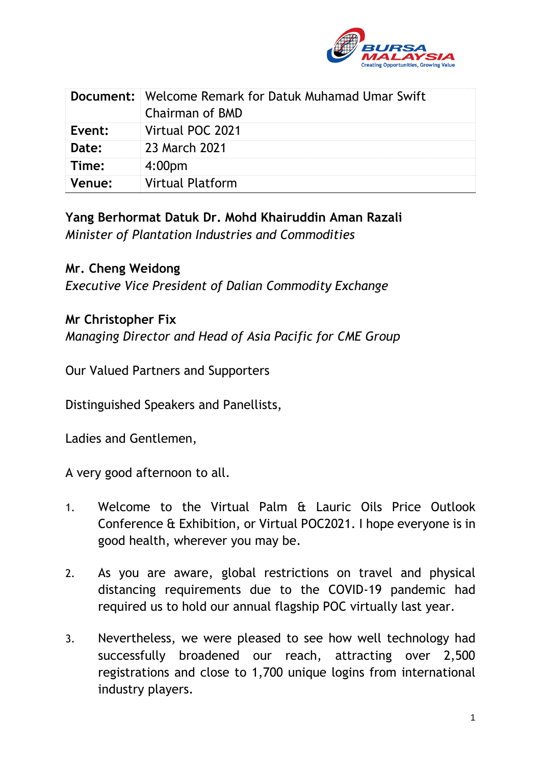| **Document:** | Welcome Remark for Datuk Muhamad Umar Swift Chairman of BMD |
| --- | --- |
| **Event:** | Virtual POC 2021 |
| **Date:** | 23 March 2021 |
| **Time:** | 4:00pm |
| **Venue:** | Virtual Platform |

**Yang Berhormat Datuk Dr. Mohd Khairuddin Aman Razali**
*Minister of Plantation Industries and Commodities*

**Mr. Cheng Weidong**
*Executive Vice President of Dalian Commodity Exchange*

**Mr Christopher Fix**
*Managing Director and Head of Asia Pacific for CME Group*

Our Valued Partners and Supporters

Distinguished Speakers and Panellists,

Ladies and Gentlemen,

A very good afternoon to all.

1. Welcome to the Virtual Palm & Lauric Oils Price Outlook Conference & Exhibition, or Virtual POC2021. I hope everyone is in good health, wherever you may be.

2. As you are aware, global restrictions on travel and physical distancing requirements due to the COVID-19 pandemic had required us to hold our annual flagship POC virtually last year.

3. Nevertheless, we were pleased to see how well technology had successfully broadened our reach, attracting over 2,500 registrations and close to 1,700 unique logins from international industry players.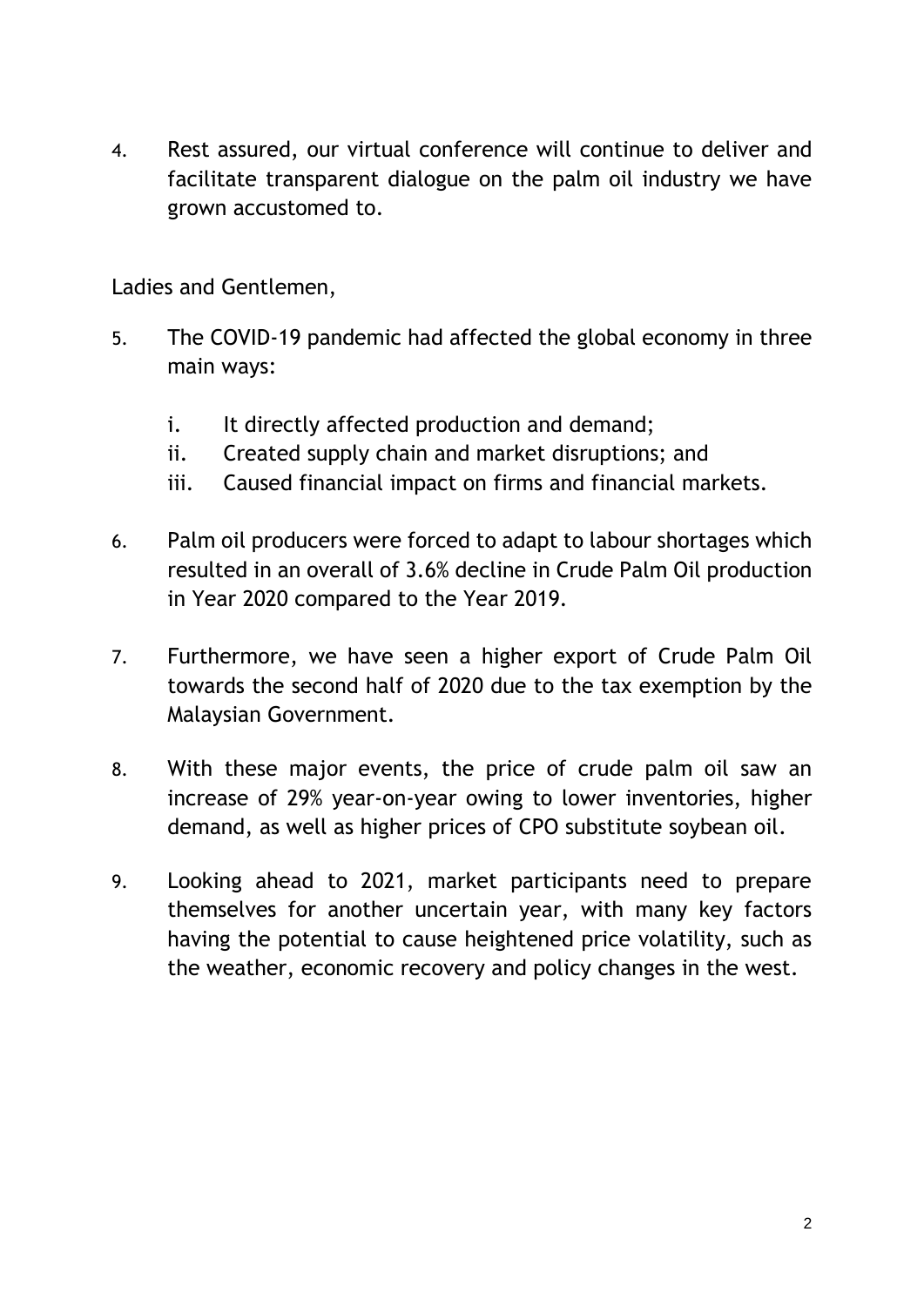4. Rest assured, our virtual conference will continue to deliver and facilitate transparent dialogue on the palm oil industry we have grown accustomed to.

Ladies and Gentlemen,

5. The COVID-19 pandemic had affected the global economy in three main ways:

   i. It directly affected production and demand;
   ii. Created supply chain and market disruptions; and
   iii. Caused financial impact on firms and financial markets.

6. Palm oil producers were forced to adapt to labour shortages which resulted in an overall of 3.6% decline in Crude Palm Oil production in Year 2020 compared to the Year 2019.

7. Furthermore, we have seen a higher export of Crude Palm Oil towards the second half of 2020 due to the tax exemption by the Malaysian Government.

8. With these major events, the price of crude palm oil saw an increase of 29% year-on-year owing to lower inventories, higher demand, as well as higher prices of CPO substitute soybean oil.

9. Looking ahead to 2021, market participants need to prepare themselves for another uncertain year, with many key factors having the potential to cause heightened price volatility, such as the weather, economic recovery and policy changes in the west.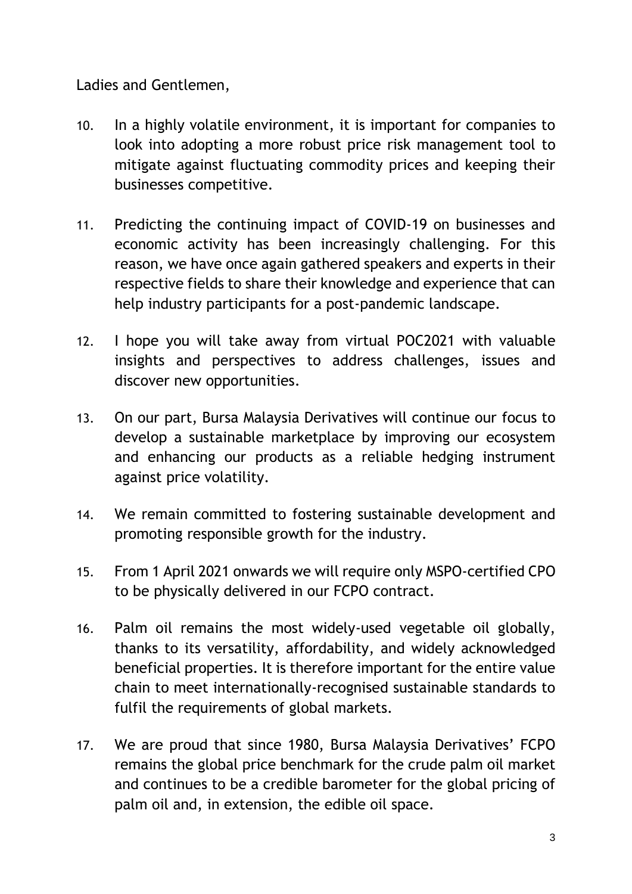Ladies and Gentlemen,

10. In a highly volatile environment, it is important for companies to look into adopting a more robust price risk management tool to mitigate against fluctuating commodity prices and keeping their businesses competitive.

11. Predicting the continuing impact of COVID-19 on businesses and economic activity has been increasingly challenging. For this reason, we have once again gathered speakers and experts in their respective fields to share their knowledge and experience that can help industry participants for a post-pandemic landscape.

12. I hope you will take away from virtual POC2021 with valuable insights and perspectives to address challenges, issues and discover new opportunities.

13. On our part, Bursa Malaysia Derivatives will continue our focus to develop a sustainable marketplace by improving our ecosystem and enhancing our products as a reliable hedging instrument against price volatility.

14. We remain committed to fostering sustainable development and promoting responsible growth for the industry.

15. From 1 April 2021 onwards we will require only MSPO-certified CPO to be physically delivered in our FCPO contract.

16. Palm oil remains the most widely-used vegetable oil globally, thanks to its versatility, affordability, and widely acknowledged beneficial properties. It is therefore important for the entire value chain to meet internationally-recognised sustainable standards to fulfil the requirements of global markets.

17. We are proud that since 1980, Bursa Malaysia Derivatives' FCPO remains the global price benchmark for the crude palm oil market and continues to be a credible barometer for the global pricing of palm oil and, in extension, the edible oil space.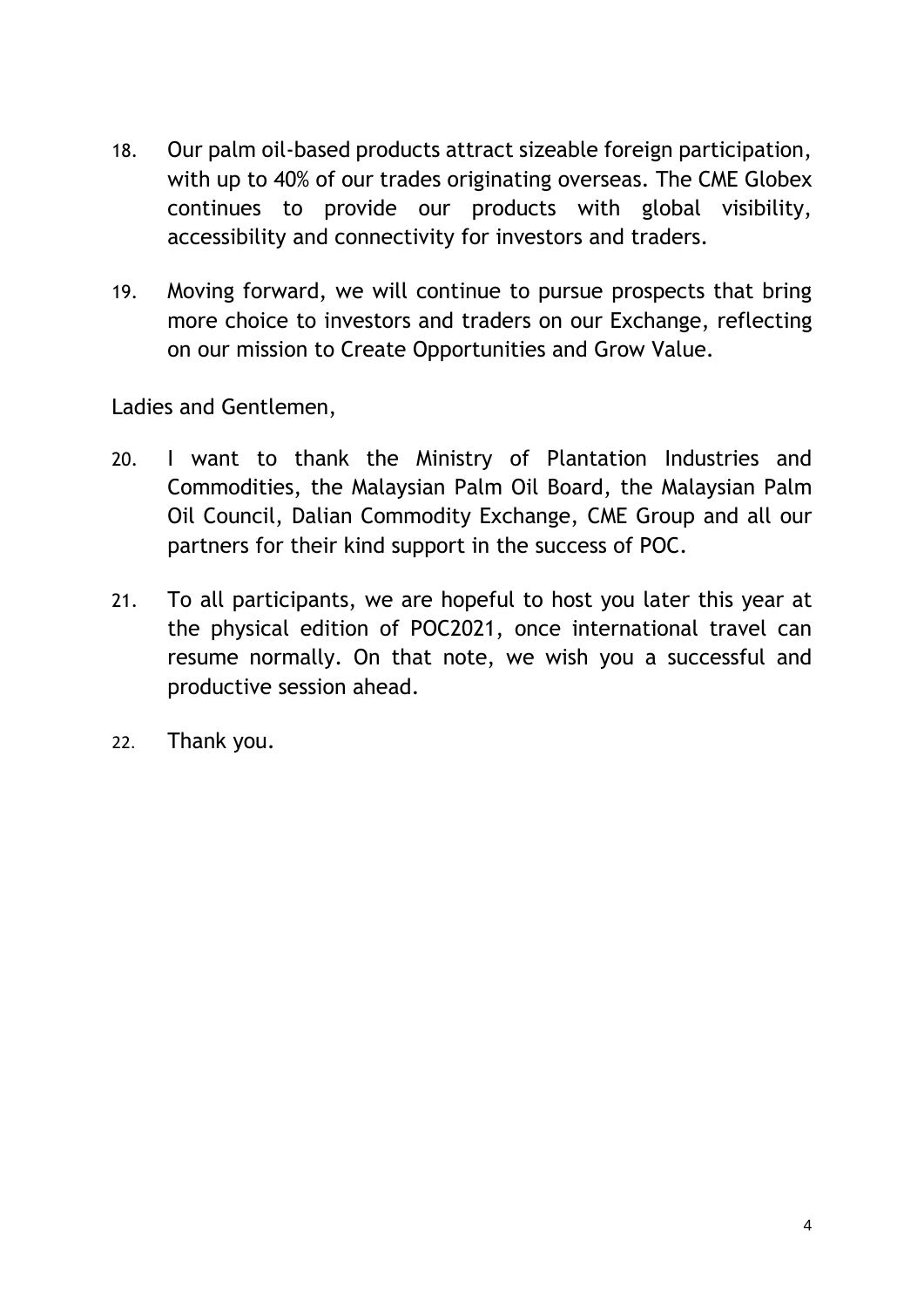18. Our palm oil-based products attract sizeable foreign participation, with up to 40% of our trades originating overseas. The CME Globex continues to provide our products with global visibility, accessibility and connectivity for investors and traders.

19. Moving forward, we will continue to pursue prospects that bring more choice to investors and traders on our Exchange, reflecting on our mission to Create Opportunities and Grow Value.

Ladies and Gentlemen,

20. I want to thank the Ministry of Plantation Industries and Commodities, the Malaysian Palm Oil Board, the Malaysian Palm Oil Council, Dalian Commodity Exchange, CME Group and all our partners for their kind support in the success of POC.

21. To all participants, we are hopeful to host you later this year at the physical edition of POC2021, once international travel can resume normally. On that note, we wish you a successful and productive session ahead.

22. Thank you.